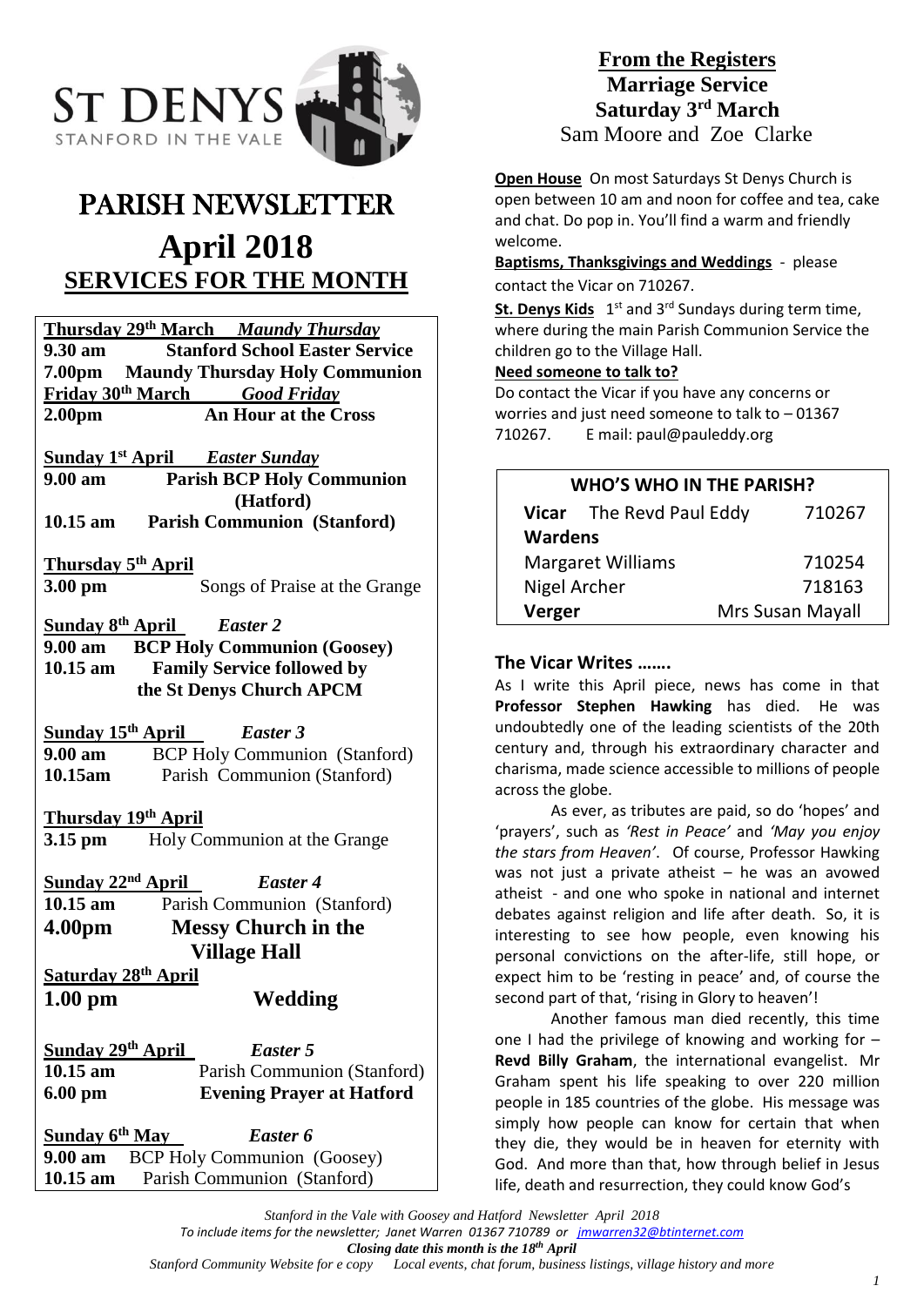ST DENYS
STANFORD IN THE VALE

# PARISH NEWSLETTER

# April 2018

## SERVICES FOR THE MONTH

**Thursday 29th March** *Maundy Thursday*
**9.30 am** **Stanford School Easter Service**
**7.00pm** **Maundy Thursday Holy Communion**
**Friday 30th March** *Good Friday*
**2.00pm** **An Hour at the Cross**

**Sunday 1st April** *Easter Sunday*
**9.00 am** **Parish BCP Holy Communion (Hatford)**
**10.15 am** **Parish Communion (Stanford)**

**Thursday 5th April**
**3.00 pm** Songs of Praise at the Grange

**Sunday 8th April** *Easter 2*
**9.00 am** **BCP Holy Communion (Goosey)**
**10.15 am** **Family Service followed by the St Denys Church APCM**

**Sunday 15th April** *Easter 3*
**9.00 am** BCP Holy Communion (Stanford)
**10.15am** Parish Communion (Stanford)

**Thursday 19th April**
**3.15 pm** Holy Communion at the Grange

**Sunday 22nd April** *Easter 4*
**10.15 am** Parish Communion (Stanford)
**4.00pm** **Messy Church in the Village Hall**

**Saturday 28th April**
**1.00 pm** **Wedding**

**Sunday 29th April** *Easter 5*
**10.15 am** Parish Communion (Stanford)
**6.00 pm** **Evening Prayer at Hatford**

**Sunday 6th May** *Easter 6*
**9.00 am** BCP Holy Communion (Goosey)
**10.15 am** Parish Communion (Stanford)

## From the Registers

**Marriage Service**
**Saturday 3rd March**
Sam Moore and Zoe Clarke

**Open House** On most Saturdays St Denys Church is open between 10 am and noon for coffee and tea, cake and chat. Do pop in. You'll find a warm and friendly welcome.

**Baptisms, Thanksgivings and Weddings** - please contact the Vicar on 710267.

**St. Denys Kids** 1st and 3rd Sundays during term time, where during the main Parish Communion Service the children go to the Village Hall.

**Need someone to talk to?**
Do contact the Vicar if you have any concerns or worries and just need someone to talk to – 01367 710267. E mail: paul@pauleddy.org

| WHO'S WHO IN THE PARISH? | |
|---|---|
| **Vicar** The Revd Paul Eddy | 710267 |
| **Wardens** | |
| Margaret Williams | 710254 |
| Nigel Archer | 718163 |
| **Verger** | Mrs Susan Mayall |

### The Vicar Writes …….

As I write this April piece, news has come in that **Professor Stephen Hawking** has died. He was undoubtedly one of the leading scientists of the 20th century and, through his extraordinary character and charisma, made science accessible to millions of people across the globe.

As ever, as tributes are paid, so do 'hopes' and 'prayers', such as *'Rest in Peace'* and *'May you enjoy the stars from Heaven'*. Of course, Professor Hawking was not just a private atheist – he was an avowed atheist - and one who spoke in national and internet debates against religion and life after death. So, it is interesting to see how people, even knowing his personal convictions on the after-life, still hope, or expect him to be 'resting in peace' and, of course the second part of that, 'rising in Glory to heaven'!

Another famous man died recently, this time one I had the privilege of knowing and working for – **Revd Billy Graham**, the international evangelist. Mr Graham spent his life speaking to over 220 million people in 185 countries of the globe. His message was simply how people can know for certain that when they die, they would be in heaven for eternity with God. And more than that, how through belief in Jesus life, death and resurrection, they could know God's

*Stanford in the Vale with Goosey and Hatford Newsletter April 2018*
*To include items for the newsletter; Janet Warren 01367 710789 or jmwarren32@btinternet.com*
***Closing date this month is the 18th April***
*Stanford Community Website for e copy Local events, chat forum, business listings, village history and more*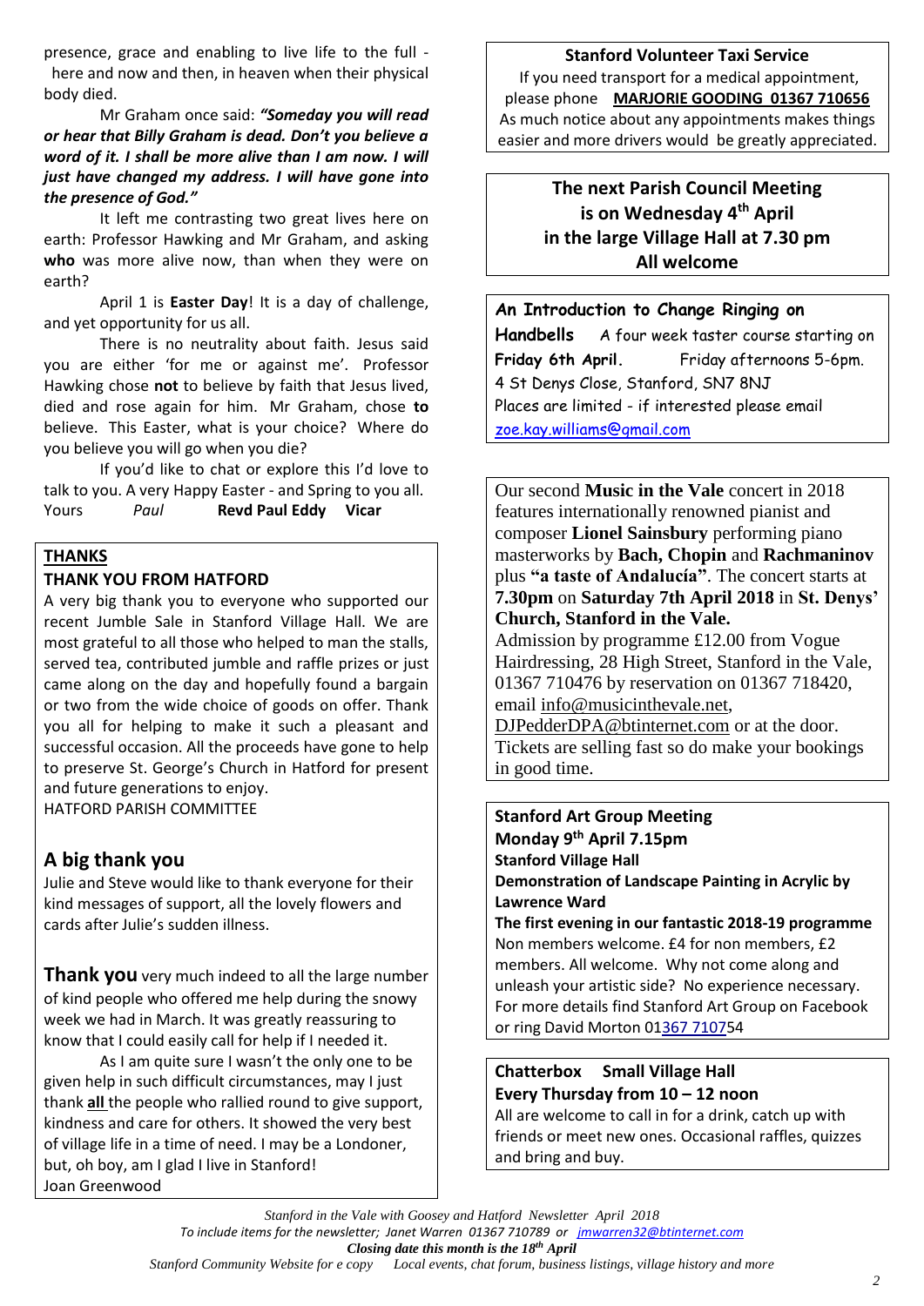presence, grace and enabling to live life to the full - here and now and then, in heaven when their physical body died.

Mr Graham once said: ***"Someday you will read or hear that Billy Graham is dead. Don't you believe a word of it. I shall be more alive than I am now. I will just have changed my address. I will have gone into the presence of God."***

It left me contrasting two great lives here on earth: Professor Hawking and Mr Graham, and asking **who** was more alive now, than when they were on earth?

April 1 is **Easter Day**! It is a day of challenge, and yet opportunity for us all.

There is no neutrality about faith. Jesus said you are either 'for me or against me'. Professor Hawking chose **not** to believe by faith that Jesus lived, died and rose again for him. Mr Graham, chose **to** believe. This Easter, what is your choice? Where do you believe you will go when you die?

If you'd like to chat or explore this I'd love to talk to you. A very Happy Easter - and Spring to you all.

Yours *Paul* **Revd Paul Eddy Vicar**

## THANKS

### THANK YOU FROM HATFORD

A very big thank you to everyone who supported our recent Jumble Sale in Stanford Village Hall. We are most grateful to all those who helped to man the stalls, served tea, contributed jumble and raffle prizes or just came along on the day and hopefully found a bargain or two from the wide choice of goods on offer. Thank you all for helping to make it such a pleasant and successful occasion. All the proceeds have gone to help to preserve St. George's Church in Hatford for present and future generations to enjoy.

HATFORD PARISH COMMITTEE

## A big thank you

Julie and Steve would like to thank everyone for their kind messages of support, all the lovely flowers and cards after Julie's sudden illness.

**Thank you** very much indeed to all the large number of kind people who offered me help during the snowy week we had in March. It was greatly reassuring to know that I could easily call for help if I needed it.

As I am quite sure I wasn't the only one to be given help in such difficult circumstances, may I just thank **all** the people who rallied round to give support, kindness and care for others. It showed the very best of village life in a time of need. I may be a Londoner, but, oh boy, am I glad I live in Stanford!

Joan Greenwood

### Stanford Volunteer Taxi Service

If you need transport for a medical appointment, please phone **MARJORIE GOODING 01367 710656**

As much notice about any appointments makes things easier and more drivers would be greatly appreciated.

### The next Parish Council Meeting is on Wednesday 4th April in the large Village Hall at 7.30 pm All welcome

**An Introduction to Change Ringing on Handbells** A four week taster course starting on **Friday 6th April.** Friday afternoons 5-6pm.

4 St Denys Close, Stanford, SN7 8NJ

Places are limited - if interested please email zoe.kay.williams@gmail.com

Our second **Music in the Vale** concert in 2018 features internationally renowned pianist and composer **Lionel Sainsbury** performing piano masterworks by **Bach, Chopin** and **Rachmaninov** plus **"a taste of Andalucía"**. The concert starts at **7.30pm** on **Saturday 7th April 2018** in **St. Denys' Church, Stanford in the Vale.**

Admission by programme £12.00 from Vogue Hairdressing, 28 High Street, Stanford in the Vale, 01367 710476 by reservation on 01367 718420, email info@musicinthevale.net, DJPedderDPA@btinternet.com or at the door. Tickets are selling fast so do make your bookings in good time.

**Stanford Art Group Meeting**
**Monday 9th April 7.15pm**
**Stanford Village Hall**
**Demonstration of Landscape Painting in Acrylic by Lawrence Ward**
**The first evening in our fantastic 2018-19 programme**

Non members welcome. £4 for non members, £2 members. All welcome. Why not come along and unleash your artistic side? No experience necessary. For more details find Stanford Art Group on Facebook or ring David Morton 01367 710754

**Chatterbox Small Village Hall**
**Every Thursday from 10 – 12 noon**

All are welcome to call in for a drink, catch up with friends or meet new ones. Occasional raffles, quizzes and bring and buy.

*Stanford in the Vale with Goosey and Hatford Newsletter April 2018*
*To include items for the newsletter; Janet Warren 01367 710789 or jmwarren32@btinternet.com*
***Closing date this month is the 18th April***
*Stanford Community Website for e copy Local events, chat forum, business listings, village history and more*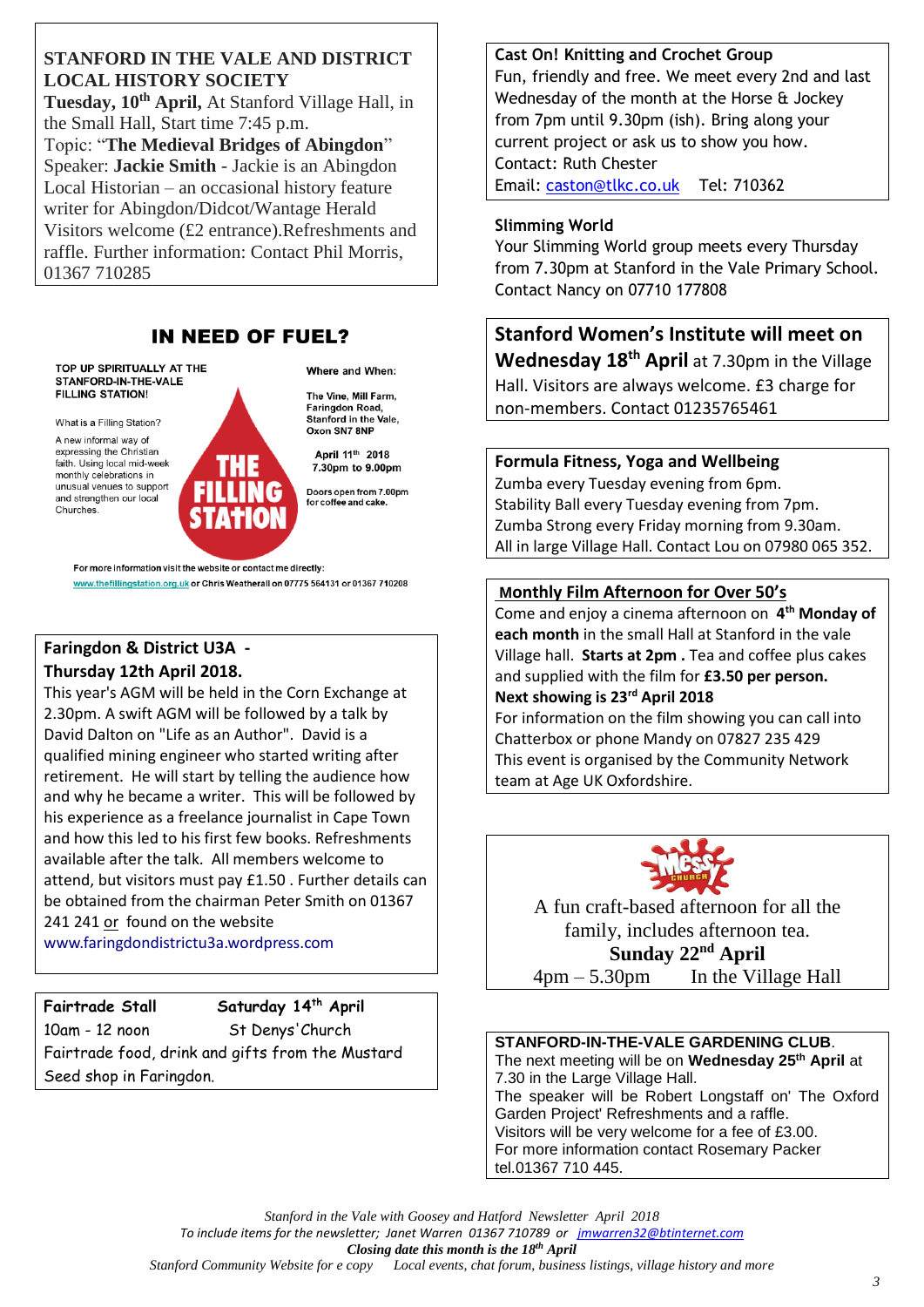**STANFORD IN THE VALE AND DISTRICT LOCAL HISTORY SOCIETY**

**Tuesday, 10th April,** At Stanford Village Hall, in the Small Hall, Start time 7:45 p.m.
Topic: "**The Medieval Bridges of Abingdon**"
Speaker: **Jackie Smith** - Jackie is an Abingdon Local Historian – an occasional history feature writer for Abingdon/Didcot/Wantage Herald
Visitors welcome (£2 entrance).Refreshments and raffle. Further information: Contact Phil Morris, 01367 710285

## IN NEED OF FUEL?

TOP UP SPIRITUALLY AT THE STANFORD-IN-THE-VALE FILLING STATION!

What is a Filling Station?

A new informal way of expressing the Christian faith. Using local mid-week monthly celebrations in unusual venues to support and strengthen our local Churches.

**THE FILLING STATION**

Where and When:

The Vine, Mill Farm, Faringdon Road, Stanford in the Vale, Oxon SN7 8NP

**April 11th 2018**
**7.30pm to 9.00pm**

Doors open from 7.00pm for coffee and cake.

For more information visit the website or contact me directly:
www.thefillingstation.org.uk or Chris Weatherall on 07775 564131 or 01367 710208

**Faringdon & District U3A - Thursday 12th April 2018.**

This year's AGM will be held in the Corn Exchange at 2.30pm. A swift AGM will be followed by a talk by David Dalton on "Life as an Author". David is a qualified mining engineer who started writing after retirement. He will start by telling the audience how and why he became a writer. This will be followed by his experience as a freelance journalist in Cape Town and how this led to his first few books. Refreshments available after the talk. All members welcome to attend, but visitors must pay £1.50 . Further details can be obtained from the chairman Peter Smith on 01367 241 241 or found on the website www.faringdondistrictu3a.wordpress.com

**Fairtrade Stall** **Saturday 14th April**
10am - 12 noon St Denys' Church
Fairtrade food, drink and gifts from the Mustard Seed shop in Faringdon.

**Cast On! Knitting and Crochet Group**
Fun, friendly and free. We meet every 2nd and last Wednesday of the month at the Horse & Jockey from 7pm until 9.30pm (ish). Bring along your current project or ask us to show you how.
Contact: Ruth Chester
Email: caston@tlkc.co.uk Tel: 710362

**Slimming World**
Your Slimming World group meets every Thursday from 7.30pm at Stanford in the Vale Primary School. Contact Nancy on 07710 177808

**Stanford Women's Institute will meet on Wednesday 18th April** at 7.30pm in the Village Hall. Visitors are always welcome. £3 charge for non-members. Contact 01235765461

**Formula Fitness, Yoga and Wellbeing**
Zumba every Tuesday evening from 6pm.
Stability Ball every Tuesday evening from 7pm.
Zumba Strong every Friday morning from 9.30am.
All in large Village Hall. Contact Lou on 07980 065 352.

**Monthly Film Afternoon for Over 50's**
Come and enjoy a cinema afternoon on **4th Monday of each month** in the small Hall at Stanford in the vale Village hall. **Starts at 2pm .** Tea and coffee plus cakes and supplied with the film for **£3.50 per person.**
**Next showing is 23rd April 2018**
For information on the film showing you can call into Chatterbox or phone Mandy on 07827 235 429
This event is organised by the Community Network team at Age UK Oxfordshire.

**Messy Church**

A fun craft-based afternoon for all the family, includes afternoon tea.
**Sunday 22nd April**
4pm – 5.30pm In the Village Hall

**STANFORD-IN-THE-VALE GARDENING CLUB**.
The next meeting will be on **Wednesday 25th April** at 7.30 in the Large Village Hall.
The speaker will be Robert Longstaff on' The Oxford Garden Project' Refreshments and a raffle.
Visitors will be very welcome for a fee of £3.00.
For more information contact Rosemary Packer tel.01367 710 445.

*Stanford in the Vale with Goosey and Hatford Newsletter April 2018*
*To include items for the newsletter; Janet Warren 01367 710789 or jmwarren32@btinternet.com*
***Closing date this month is the 18th April***
*Stanford Community Website for e copy Local events, chat forum, business listings, village history and more*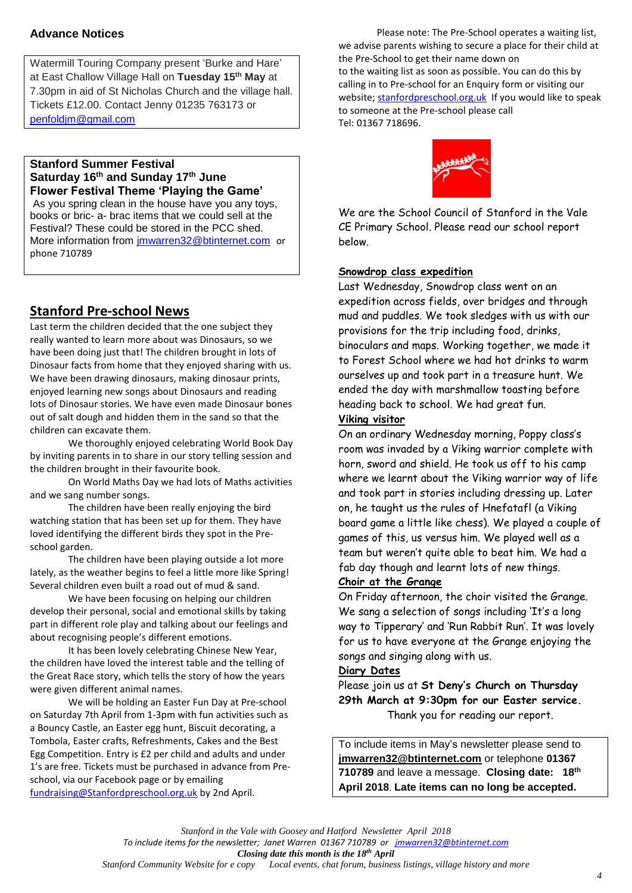## Advance Notices

Watermill Touring Company present 'Burke and Hare' at East Challow Village Hall on **Tuesday 15th May** at 7.30pm in aid of St Nicholas Church and the village hall. Tickets £12.00. Contact Jenny 01235 763173 or penfoldjm@gmail.com

**Stanford Summer Festival**
**Saturday 16th and Sunday 17th June**
**Flower Festival Theme 'Playing the Game'**

As you spring clean in the house have you any toys, books or bric- a- brac items that we could sell at the Festival? These could be stored in the PCC shed. More information from jmwarren32@btinternet.com or phone 710789

## Stanford Pre-school News

Last term the children decided that the one subject they really wanted to learn more about was Dinosaurs, so we have been doing just that! The children brought in lots of Dinosaur facts from home that they enjoyed sharing with us. We have been drawing dinosaurs, making dinosaur prints, enjoyed learning new songs about Dinosaurs and reading lots of Dinosaur stories. We have even made Dinosaur bones out of salt dough and hidden them in the sand so that the children can excavate them.

We thoroughly enjoyed celebrating World Book Day by inviting parents in to share in our story telling session and the children brought in their favourite book.

On World Maths Day we had lots of Maths activities and we sang number songs.

The children have been really enjoying the bird watching station that has been set up for them. They have loved identifying the different birds they spot in the Pre-school garden.

The children have been playing outside a lot more lately, as the weather begins to feel a little more like Spring! Several children even built a road out of mud & sand.

We have been focusing on helping our children develop their personal, social and emotional skills by taking part in different role play and talking about our feelings and about recognising people's different emotions.

It has been lovely celebrating Chinese New Year, the children have loved the interest table and the telling of the Great Race story, which tells the story of how the years were given different animal names.

We will be holding an Easter Fun Day at Pre-school on Saturday 7th April from 1-3pm with fun activities such as a Bouncy Castle, an Easter egg hunt, Biscuit decorating, a Tombola, Easter crafts, Refreshments, Cakes and the Best Egg Competition. Entry is £2 per child and adults and under 1's are free. Tickets must be purchased in advance from Pre-school, via our Facebook page or by emailing fundraising@Stanfordpreschool.org.uk by 2nd April.

Please note: The Pre-School operates a waiting list, we advise parents wishing to secure a place for their child at the Pre-School to get their name down on to the waiting list as soon as possible. You can do this by calling in to Pre-school for an Enquiry form or visiting our website; stanfordpreschool.org.uk If you would like to speak to someone at the Pre-school please call Tel: 01367 718696.

We are the School Council of Stanford in the Vale CE Primary School. Please read our school report below.

**Snowdrop class expedition**

Last Wednesday, Snowdrop class went on an expedition across fields, over bridges and through mud and puddles. We took sledges with us with our provisions for the trip including food, drinks, binoculars and maps. Working together, we made it to Forest School where we had hot drinks to warm ourselves up and took part in a treasure hunt. We ended the day with marshmallow toasting before heading back to school. We had great fun.

**Viking visitor**

On an ordinary Wednesday morning, Poppy class's room was invaded by a Viking warrior complete with horn, sword and shield. He took us off to his camp where we learnt about the Viking warrior way of life and took part in stories including dressing up. Later on, he taught us the rules of Hnefatafl (a Viking board game a little like chess). We played a couple of games of this, us versus him. We played well as a team but weren't quite able to beat him. We had a fab day though and learnt lots of new things.

**Choir at the Grange**

On Friday afternoon, the choir visited the Grange. We sang a selection of songs including 'It's a long way to Tipperary' and 'Run Rabbit Run'. It was lovely for us to have everyone at the Grange enjoying the songs and singing along with us.

**Diary Dates**

Please join us at **St Deny's Church on Thursday 29th March at 9:30pm for our Easter service.**

Thank you for reading our report.

To include items in May's newsletter please send to **jmwarren32@btinternet.com** or telephone **01367 710789** and leave a message. **Closing date: 18th April 2018. Late items can no long be accepted.**